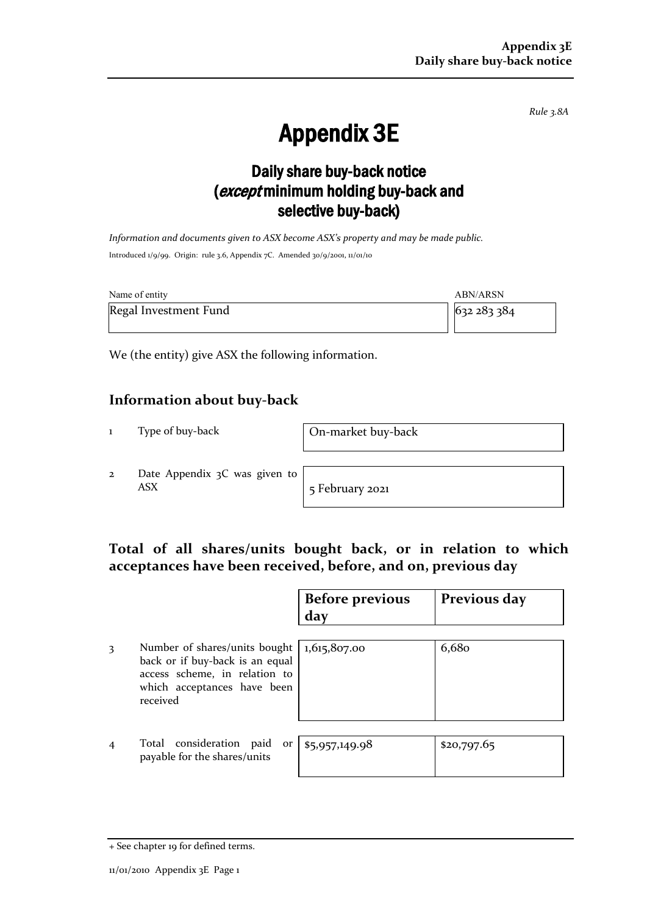*Rule 3.8A*

# Appendix 3E

## Daily share buy-back notice (*except* minimum holding buy-back and selective buy-back)

*Information and documents given to ASX become ASX's property and may be made public.*

Introduced 1/9/99. Origin: rule 3.6, Appendix 7C. Amended 30/9/2001, 11/01/10

| Name of entity | ABN/ARSN |
|---|---|
| Regal Investment Fund | 632 283 384 |

We (the entity) give ASX the following information.

### Information about buy-back

| | | |
|---|---|---|
| 1 | Type of buy-back | On-market buy-back |
| 2 | Date Appendix 3C was given to ASX | 5 February 2021 |

### Total of all shares/units bought back, or in relation to which acceptances have been received, before, and on, previous day

| | | Before previous day | Previous day |
|---|---|---|---|
| 3 | Number of shares/units bought back or if buy-back is an equal access scheme, in relation to which acceptances have been received | 1,615,807.00 | 6,680 |
| 4 | Total consideration paid or payable for the shares/units | $5,957,149.98 | $20,797.65 |

+ See chapter 19 for defined terms.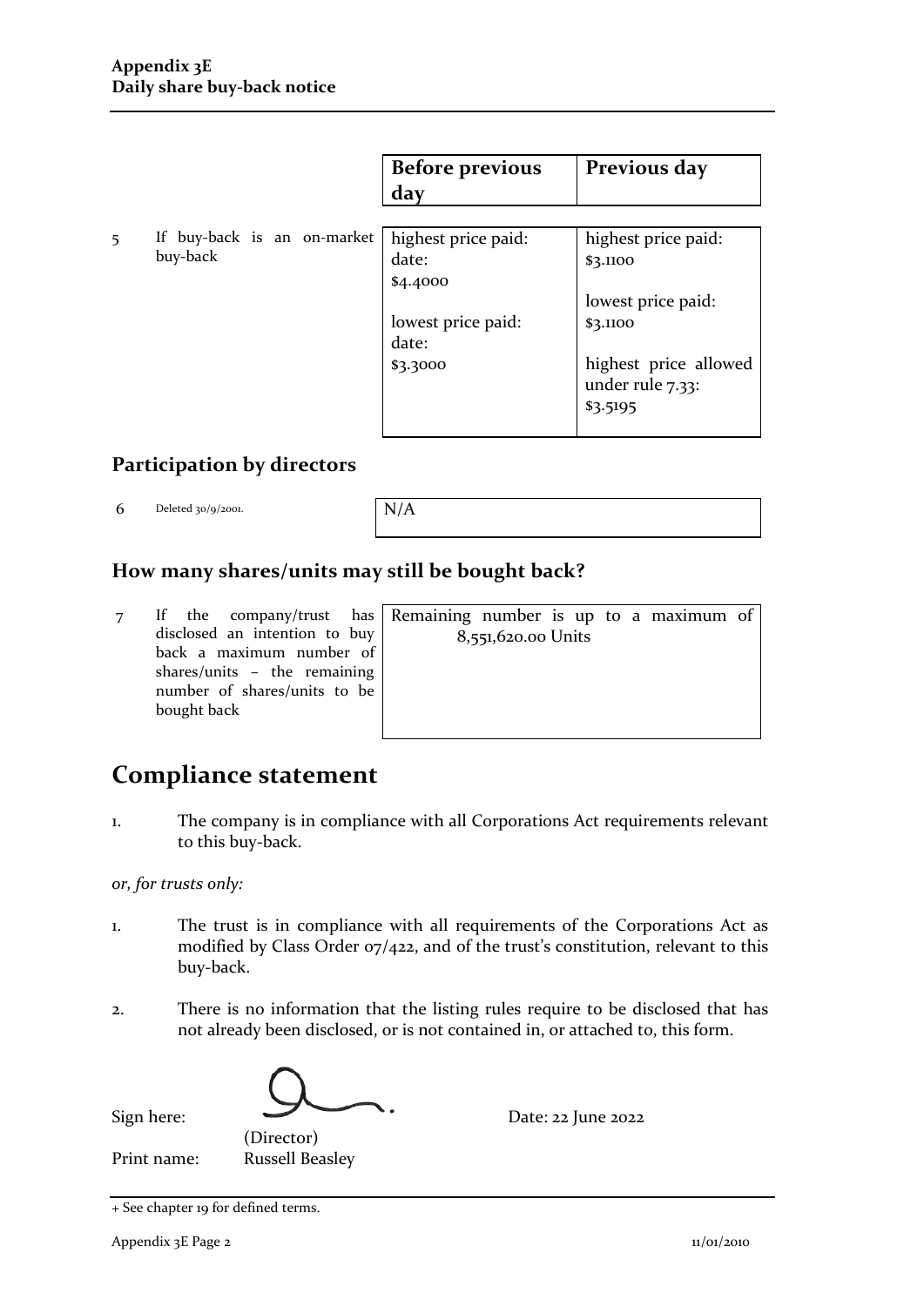**Appendix 3E**
**Daily share buy-back notice**

| | | Before previous day | Previous day |
|---|---|---|---|
| 5 | If buy-back is an on-market buy-back | highest price paid: date: $4.4000<br><br>lowest price paid: date: $3.3000 | highest price paid: $3.1100<br><br>lowest price paid: $3.1100<br><br>highest price allowed under rule 7.33: $3.5195 |

## Participation by directors

| | | |
|---|---|---|
| 6 | Deleted 30/9/2001. | N/A |

## How many shares/units may still be bought back?

| | | |
|---|---|---|
| 7 | If the company/trust has disclosed an intention to buy back a maximum number of shares/units – the remaining number of shares/units to be bought back | Remaining number is up to a maximum of 8,551,620.00 Units |

# Compliance statement

1. The company is in compliance with all Corporations Act requirements relevant to this buy-back.

*or, for trusts only:*

1. The trust is in compliance with all requirements of the Corporations Act as modified by Class Order 07/422, and of the trust's constitution, relevant to this buy-back.

2. There is no information that the listing rules require to be disclosed that has not already been disclosed, or is not contained in, or attached to, this form.

Sign here: (Director) Date: 22 June 2022

Print name: Russell Beasley

+ See chapter 19 for defined terms.